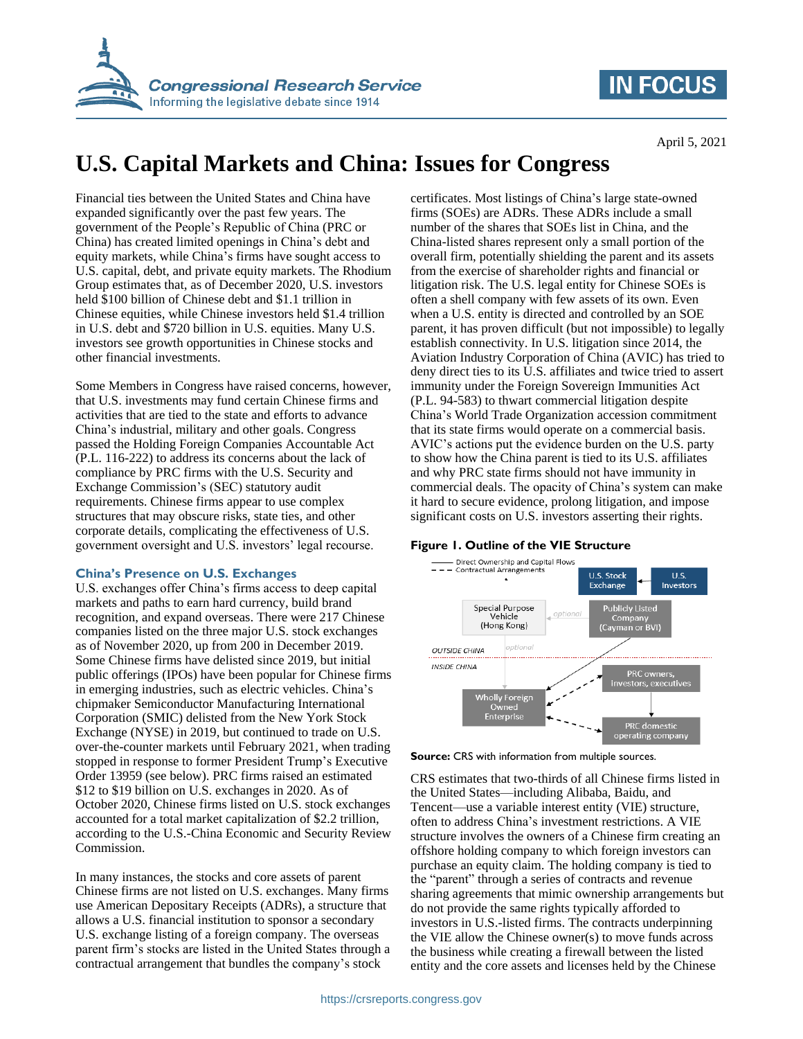April 5, 2021

# U.S. Capital Markets and China: Issues for Congress

Financial ties between the United States and China have expanded significantly over the past few years. The government of the People's Republic of China (PRC or China) has created limited openings in China's debt and equity markets, while China's firms have sought access to U.S. capital, debt, and private equity markets. The Rhodium Group estimates that, as of December 2020, U.S. investors held $100 billion of Chinese debt and $1.1 trillion in Chinese equities, while Chinese investors held $1.4 trillion in U.S. debt and $720 billion in U.S. equities. Many U.S. investors see growth opportunities in Chinese stocks and other financial investments.

Some Members in Congress have raised concerns, however, that U.S. investments may fund certain Chinese firms and activities that are tied to the state and efforts to advance China's industrial, military and other goals. Congress passed the Holding Foreign Companies Accountable Act (P.L. 116-222) to address its concerns about the lack of compliance by PRC firms with the U.S. Security and Exchange Commission's (SEC) statutory audit requirements. Chinese firms appear to use complex structures that may obscure risks, state ties, and other corporate details, complicating the effectiveness of U.S. government oversight and U.S. investors' legal recourse.

## China's Presence on U.S. Exchanges

U.S. exchanges offer China's firms access to deep capital markets and paths to earn hard currency, build brand recognition, and expand overseas. There were 217 Chinese companies listed on the three major U.S. stock exchanges as of November 2020, up from 200 in December 2019. Some Chinese firms have delisted since 2019, but initial public offerings (IPOs) have been popular for Chinese firms in emerging industries, such as electric vehicles. China's chipmaker Semiconductor Manufacturing International Corporation (SMIC) delisted from the New York Stock Exchange (NYSE) in 2019, but continued to trade on U.S. over-the-counter markets until February 2021, when trading stopped in response to former President Trump's Executive Order 13959 (see below). PRC firms raised an estimated $12 to $19 billion on U.S. exchanges in 2020. As of October 2020, Chinese firms listed on U.S. stock exchanges accounted for a total market capitalization of $2.2 trillion, according to the U.S.-China Economic and Security Review Commission.

In many instances, the stocks and core assets of parent Chinese firms are not listed on U.S. exchanges. Many firms use American Depositary Receipts (ADRs), a structure that allows a U.S. financial institution to sponsor a secondary U.S. exchange listing of a foreign company. The overseas parent firm's stocks are listed in the United States through a contractual arrangement that bundles the company's stock certificates. Most listings of China's large state-owned firms (SOEs) are ADRs. These ADRs include a small number of the shares that SOEs list in China, and the China-listed shares represent only a small portion of the overall firm, potentially shielding the parent and its assets from the exercise of shareholder rights and financial or litigation risk. The U.S. legal entity for Chinese SOEs is often a shell company with few assets of its own. Even when a U.S. entity is directed and controlled by an SOE parent, it has proven difficult (but not impossible) to legally establish connectivity. In U.S. litigation since 2014, the Aviation Industry Corporation of China (AVIC) has tried to deny direct ties to its U.S. affiliates and twice tried to assert immunity under the Foreign Sovereign Immunities Act (P.L. 94-583) to thwart commercial litigation despite China's World Trade Organization accession commitment that its state firms would operate on a commercial basis. AVIC's actions put the evidence burden on the U.S. party to show how the China parent is tied to its U.S. affiliates and why PRC state firms should not have immunity in commercial deals. The opacity of China's system can make it hard to secure evidence, prolong litigation, and impose significant costs on U.S. investors asserting their rights.

**Figure 1. Outline of the VIE Structure**

**Source:** CRS with information from multiple sources.

CRS estimates that two-thirds of all Chinese firms listed in the United States—including Alibaba, Baidu, and Tencent—use a variable interest entity (VIE) structure, often to address China's investment restrictions. A VIE structure involves the owners of a Chinese firm creating an offshore holding company to which foreign investors can purchase an equity claim. The holding company is tied to the "parent" through a series of contracts and revenue sharing agreements that mimic ownership arrangements but do not provide the same rights typically afforded to investors in U.S.-listed firms. The contracts underpinning the VIE allow the Chinese owner(s) to move funds across the business while creating a firewall between the listed entity and the core assets and licenses held by the Chinese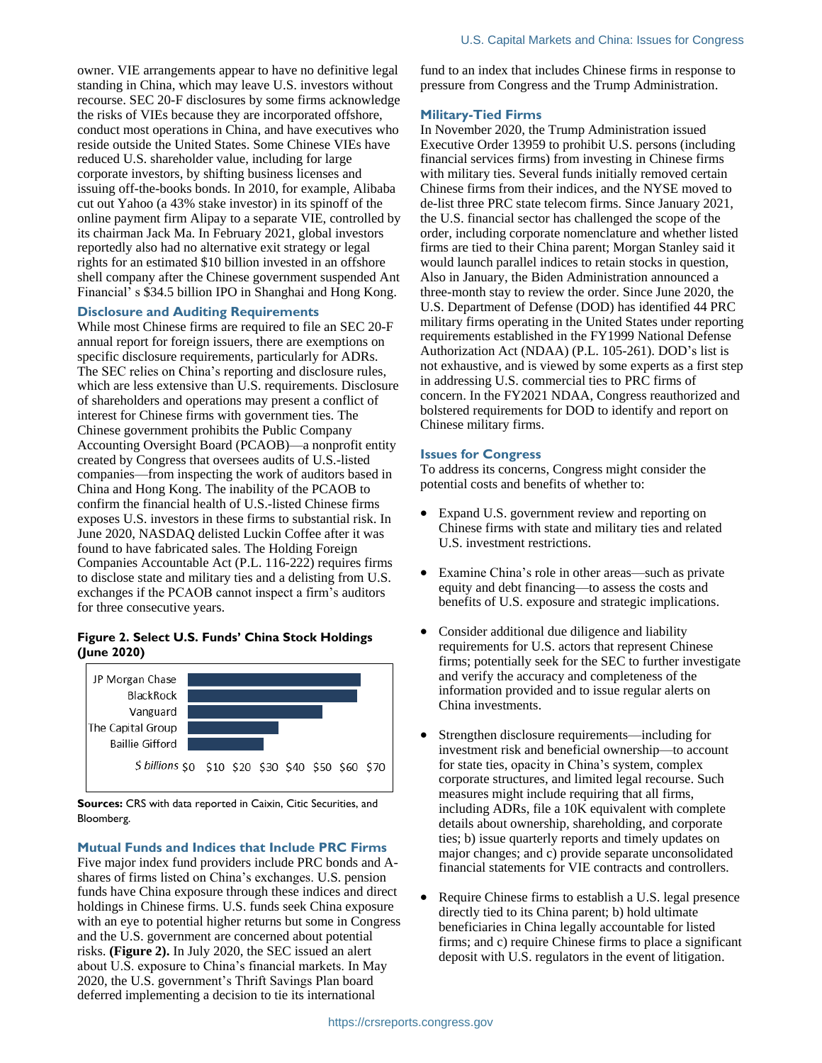owner. VIE arrangements appear to have no definitive legal standing in China, which may leave U.S. investors without recourse. SEC 20-F disclosures by some firms acknowledge the risks of VIEs because they are incorporated offshore, conduct most operations in China, and have executives who reside outside the United States. Some Chinese VIEs have reduced U.S. shareholder value, including for large corporate investors, by shifting business licenses and issuing off-the-books bonds. In 2010, for example, Alibaba cut out Yahoo (a 43% stake investor) in its spinoff of the online payment firm Alipay to a separate VIE, controlled by its chairman Jack Ma. In February 2021, global investors reportedly also had no alternative exit strategy or legal rights for an estimated $10 billion invested in an offshore shell company after the Chinese government suspended Ant Financial' s $34.5 billion IPO in Shanghai and Hong Kong.

### Disclosure and Auditing Requirements

While most Chinese firms are required to file an SEC 20-F annual report for foreign issuers, there are exemptions on specific disclosure requirements, particularly for ADRs. The SEC relies on China's reporting and disclosure rules, which are less extensive than U.S. requirements. Disclosure of shareholders and operations may present a conflict of interest for Chinese firms with government ties. The Chinese government prohibits the Public Company Accounting Oversight Board (PCAOB)—a nonprofit entity created by Congress that oversees audits of U.S.-listed companies—from inspecting the work of auditors based in China and Hong Kong. The inability of the PCAOB to confirm the financial health of U.S.-listed Chinese firms exposes U.S. investors in these firms to substantial risk. In June 2020, NASDAQ delisted Luckin Coffee after it was found to have fabricated sales. The Holding Foreign Companies Accountable Act (P.L. 116-222) requires firms to disclose state and military ties and a delisting from U.S. exchanges if the PCAOB cannot inspect a firm's auditors for three consecutive years.

**Figure 2. Select U.S. Funds' China Stock Holdings (June 2020)**

| Fund | $ billions (approx.) |
|---|---|
| JP Morgan Chase | ~65 |
| BlackRock | ~64 |
| Vanguard | ~51 |
| The Capital Group | ~34 |
| Baillie Gifford | ~28 |

**Sources:** CRS with data reported in Caixin, Citic Securities, and Bloomberg.

### Mutual Funds and Indices that Include PRC Firms

Five major index fund providers include PRC bonds and A-shares of firms listed on China's exchanges. U.S. pension funds have China exposure through these indices and direct holdings in Chinese firms. U.S. funds seek China exposure with an eye to potential higher returns but some in Congress and the U.S. government are concerned about potential risks. **(Figure 2).** In July 2020, the SEC issued an alert about U.S. exposure to China's financial markets. In May 2020, the U.S. government's Thrift Savings Plan board deferred implementing a decision to tie its international fund to an index that includes Chinese firms in response to pressure from Congress and the Trump Administration.

### Military-Tied Firms

In November 2020, the Trump Administration issued Executive Order 13959 to prohibit U.S. persons (including financial services firms) from investing in Chinese firms with military ties. Several funds initially removed certain Chinese firms from their indices, and the NYSE moved to de-list three PRC state telecom firms. Since January 2021, the U.S. financial sector has challenged the scope of the order, including corporate nomenclature and whether listed firms are tied to their China parent; Morgan Stanley said it would launch parallel indices to retain stocks in question, Also in January, the Biden Administration announced a three-month stay to review the order. Since June 2020, the U.S. Department of Defense (DOD) has identified 44 PRC military firms operating in the United States under reporting requirements established in the FY1999 National Defense Authorization Act (NDAA) (P.L. 105-261). DOD's list is not exhaustive, and is viewed by some experts as a first step in addressing U.S. commercial ties to PRC firms of concern. In the FY2021 NDAA, Congress reauthorized and bolstered requirements for DOD to identify and report on Chinese military firms.

### Issues for Congress

To address its concerns, Congress might consider the potential costs and benefits of whether to:

- Expand U.S. government review and reporting on Chinese firms with state and military ties and related U.S. investment restrictions.
- Examine China's role in other areas—such as private equity and debt financing—to assess the costs and benefits of U.S. exposure and strategic implications.
- Consider additional due diligence and liability requirements for U.S. actors that represent Chinese firms; potentially seek for the SEC to further investigate and verify the accuracy and completeness of the information provided and to issue regular alerts on China investments.
- Strengthen disclosure requirements—including for investment risk and beneficial ownership—to account for state ties, opacity in China's system, complex corporate structures, and limited legal recourse. Such measures might include requiring that all firms, including ADRs, file a 10K equivalent with complete details about ownership, shareholding, and corporate ties; b) issue quarterly reports and timely updates on major changes; and c) provide separate unconsolidated financial statements for VIE contracts and controllers.
- Require Chinese firms to establish a U.S. legal presence directly tied to its China parent; b) hold ultimate beneficiaries in China legally accountable for listed firms; and c) require Chinese firms to place a significant deposit with U.S. regulators in the event of litigation.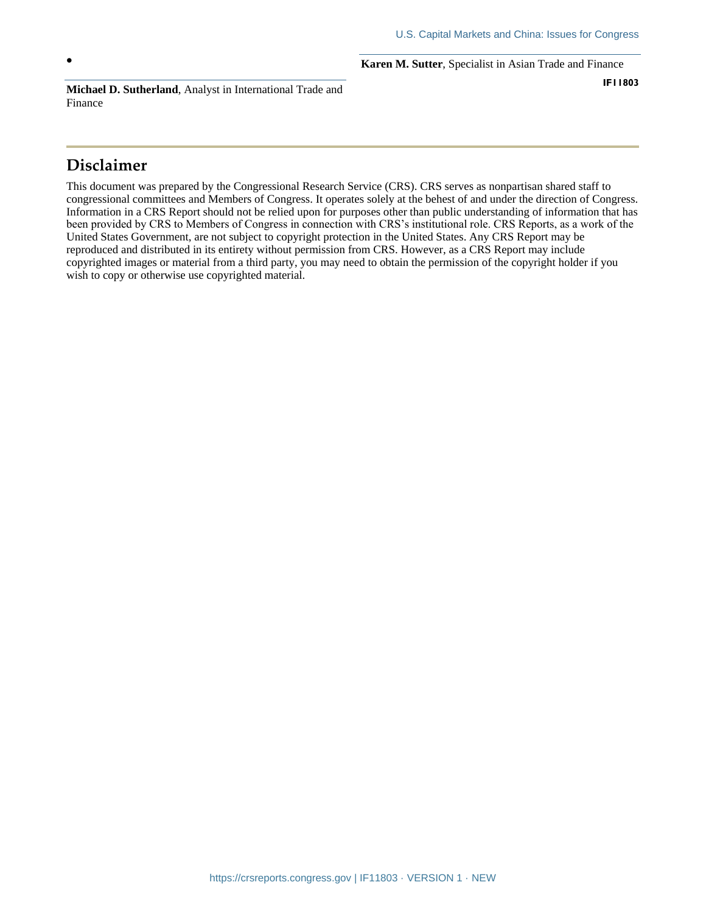•

**Karen M. Sutter**, Specialist in Asian Trade and Finance

**Michael D. Sutherland**, Analyst in International Trade and Finance

IF11803

## Disclaimer

This document was prepared by the Congressional Research Service (CRS). CRS serves as nonpartisan shared staff to congressional committees and Members of Congress. It operates solely at the behest of and under the direction of Congress. Information in a CRS Report should not be relied upon for purposes other than public understanding of information that has been provided by CRS to Members of Congress in connection with CRS's institutional role. CRS Reports, as a work of the United States Government, are not subject to copyright protection in the United States. Any CRS Report may be reproduced and distributed in its entirety without permission from CRS. However, as a CRS Report may include copyrighted images or material from a third party, you may need to obtain the permission of the copyright holder if you wish to copy or otherwise use copyrighted material.